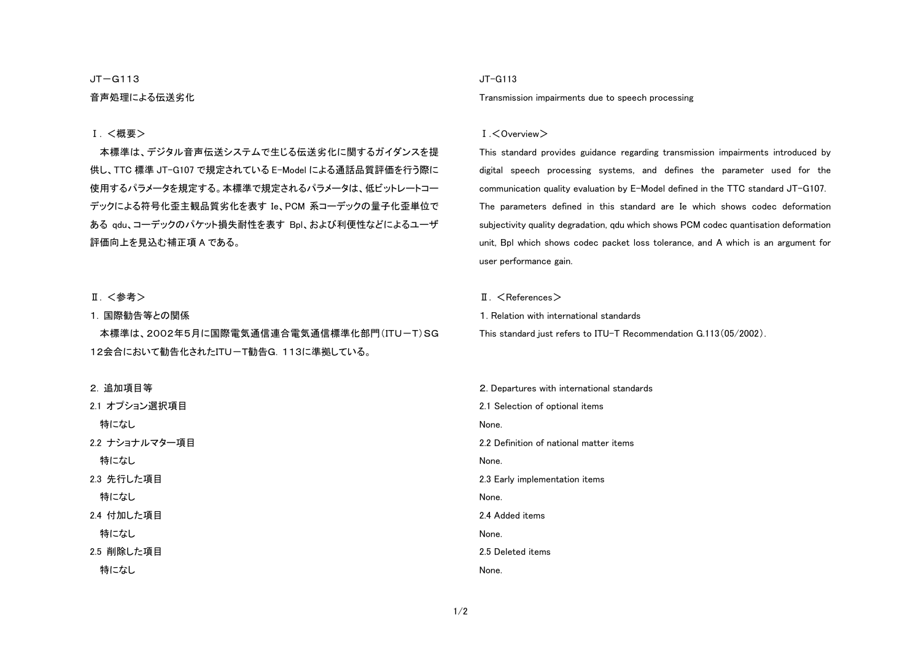# JT－G113

## 音声処理による伝送劣化

### Ⅰ．＜概要＞

本標準は、デジタル音声伝送システムで生じる伝送劣化に関するガイダンスを提供し、TTC 標準 JT-G107 で規定されている E-Model による通話品質評価を行う際に使用するパラメータを規定する。本標準で規定されるパラメータは、低ビットレートコーデックによる符号化歪主観品質劣化を表す Ie、PCM 系コーデックの量子化歪単位である qdu、コーデックのパケット損失耐性を表す Bpl、および利便性などによるユーザ評価向上を見込む補正項 A である。

### Ⅱ．＜参考＞

1．国際勧告等との関係

本標準は、2002年5月に国際電気通信連合電気通信標準化部門（ITU－T）SG12会合において勧告化されたITU－T勧告G．113に準拠している。

2．追加項目等

2.1 オプション選択項目

特になし

2.2 ナショナルマター項目

特になし

2.3 先行した項目

特になし

2.4 付加した項目

特になし

2.5 削除した項目

特になし

# JT-G113

## Transmission impairments due to speech processing

### Ⅰ.＜Overview＞

This standard provides guidance regarding transmission impairments introduced by digital speech processing systems, and defines the parameter used for the communication quality evaluation by E-Model defined in the TTC standard JT-G107. The parameters defined in this standard are Ie which shows codec deformation subjectivity quality degradation, qdu which shows PCM codec quantisation deformation unit, Bpl which shows codec packet loss tolerance, and A which is an argument for user performance gain.

### Ⅱ. ＜References＞

1. Relation with international standards

This standard just refers to ITU-T Recommendation G.113(05/2002).

2. Departures with international standards

2.1 Selection of optional items

None.

2.2 Definition of national matter items

None.

2.3 Early implementation items

None.

2.4 Added items

None.

2.5 Deleted items

None.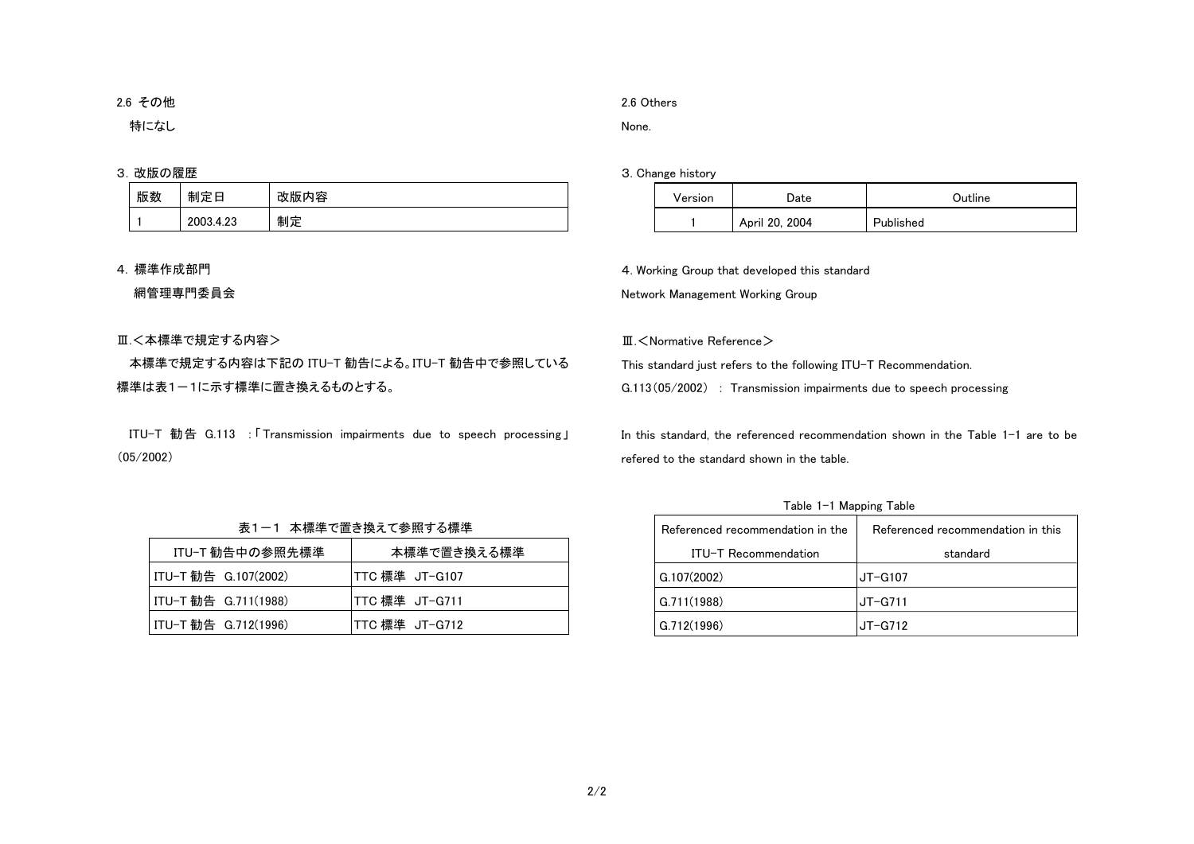2.6 その他

特になし

3. 改版の履歴

| 版数 | 制定日 | 改版内容 |
|---|---|---|
| 1 | 2003.4.23 | 制定 |

4. 標準作成部門

網管理専門委員会

Ⅲ.＜本標準で規定する内容＞

本標準で規定する内容は下記の ITU-T 勧告による。ITU-T 勧告中で参照している標準は表1－1に示す標準に置き換えるものとする。

ITU-T 勧告 G.113 :「Transmission impairments due to speech processing」(05/2002)

表1－1 本標準で置き換えて参照する標準

| ITU-T 勧告中の参照先標準 | 本標準で置き換える標準 |
|---|---|
| ITU-T 勧告 G.107(2002) | TTC 標準 JT-G107 |
| ITU-T 勧告 G.711(1988) | TTC 標準 JT-G711 |
| ITU-T 勧告 G.712(1996) | TTC 標準 JT-G712 |

2.6 Others

None.

3. Change history

| Version | Date | Outline |
|---|---|---|
| 1 | April 20, 2004 | Published |

4. Working Group that developed this standard

Network Management Working Group

Ⅲ.＜Normative Reference＞

This standard just refers to the following ITU-T Recommendation.

G.113(05/2002) : Transmission impairments due to speech processing

In this standard, the referenced recommendation shown in the Table 1-1 are to be refered to the standard shown in the table.

Table 1-1 Mapping Table

| Referenced recommendation in the ITU-T Recommendation | Referenced recommendation in this standard |
|---|---|
| G.107(2002) | JT-G107 |
| G.711(1988) | JT-G711 |
| G.712(1996) | JT-G712 |